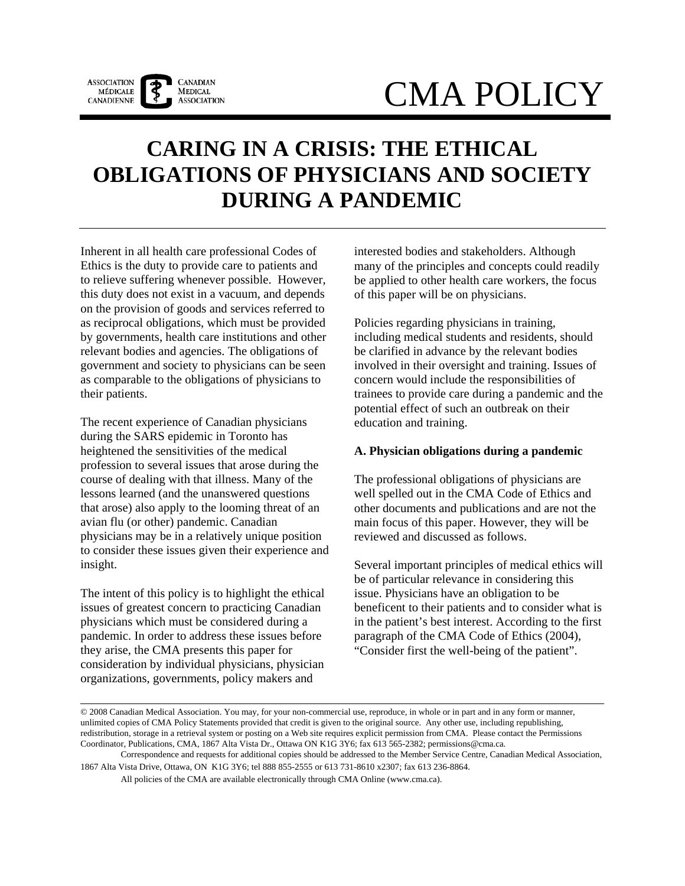ASSOCIATION MÉDICALE CANADIENNE | CANADIAN MEDICAL ASSOCIATION

# CMA POLICY

# CARING IN A CRISIS: THE ETHICAL OBLIGATIONS OF PHYSICIANS AND SOCIETY DURING A PANDEMIC

Inherent in all health care professional Codes of Ethics is the duty to provide care to patients and to relieve suffering whenever possible. However, this duty does not exist in a vacuum, and depends on the provision of goods and services referred to as reciprocal obligations, which must be provided by governments, health care institutions and other relevant bodies and agencies. The obligations of government and society to physicians can be seen as comparable to the obligations of physicians to their patients.

The recent experience of Canadian physicians during the SARS epidemic in Toronto has heightened the sensitivities of the medical profession to several issues that arose during the course of dealing with that illness. Many of the lessons learned (and the unanswered questions that arose) also apply to the looming threat of an avian flu (or other) pandemic. Canadian physicians may be in a relatively unique position to consider these issues given their experience and insight.

The intent of this policy is to highlight the ethical issues of greatest concern to practicing Canadian physicians which must be considered during a pandemic. In order to address these issues before they arise, the CMA presents this paper for consideration by individual physicians, physician organizations, governments, policy makers and interested bodies and stakeholders. Although many of the principles and concepts could readily be applied to other health care workers, the focus of this paper will be on physicians.

Policies regarding physicians in training, including medical students and residents, should be clarified in advance by the relevant bodies involved in their oversight and training. Issues of concern would include the responsibilities of trainees to provide care during a pandemic and the potential effect of such an outbreak on their education and training.

**A. Physician obligations during a pandemic**

The professional obligations of physicians are well spelled out in the CMA Code of Ethics and other documents and publications and are not the main focus of this paper. However, they will be reviewed and discussed as follows.

Several important principles of medical ethics will be of particular relevance in considering this issue. Physicians have an obligation to be beneficent to their patients and to consider what is in the patient's best interest. According to the first paragraph of the CMA Code of Ethics (2004), "Consider first the well-being of the patient".

---

© 2008 Canadian Medical Association. You may, for your non-commercial use, reproduce, in whole or in part and in any form or manner, unlimited copies of CMA Policy Statements provided that credit is given to the original source. Any other use, including republishing, redistribution, storage in a retrieval system or posting on a Web site requires explicit permission from CMA. Please contact the Permissions Coordinator, Publications, CMA, 1867 Alta Vista Dr., Ottawa ON K1G 3Y6; fax 613 565-2382; permissions@cma.ca.

Correspondence and requests for additional copies should be addressed to the Member Service Centre, Canadian Medical Association, 1867 Alta Vista Drive, Ottawa, ON K1G 3Y6; tel 888 855-2555 or 613 731-8610 x2307; fax 613 236-8864.

All policies of the CMA are available electronically through CMA Online (www.cma.ca).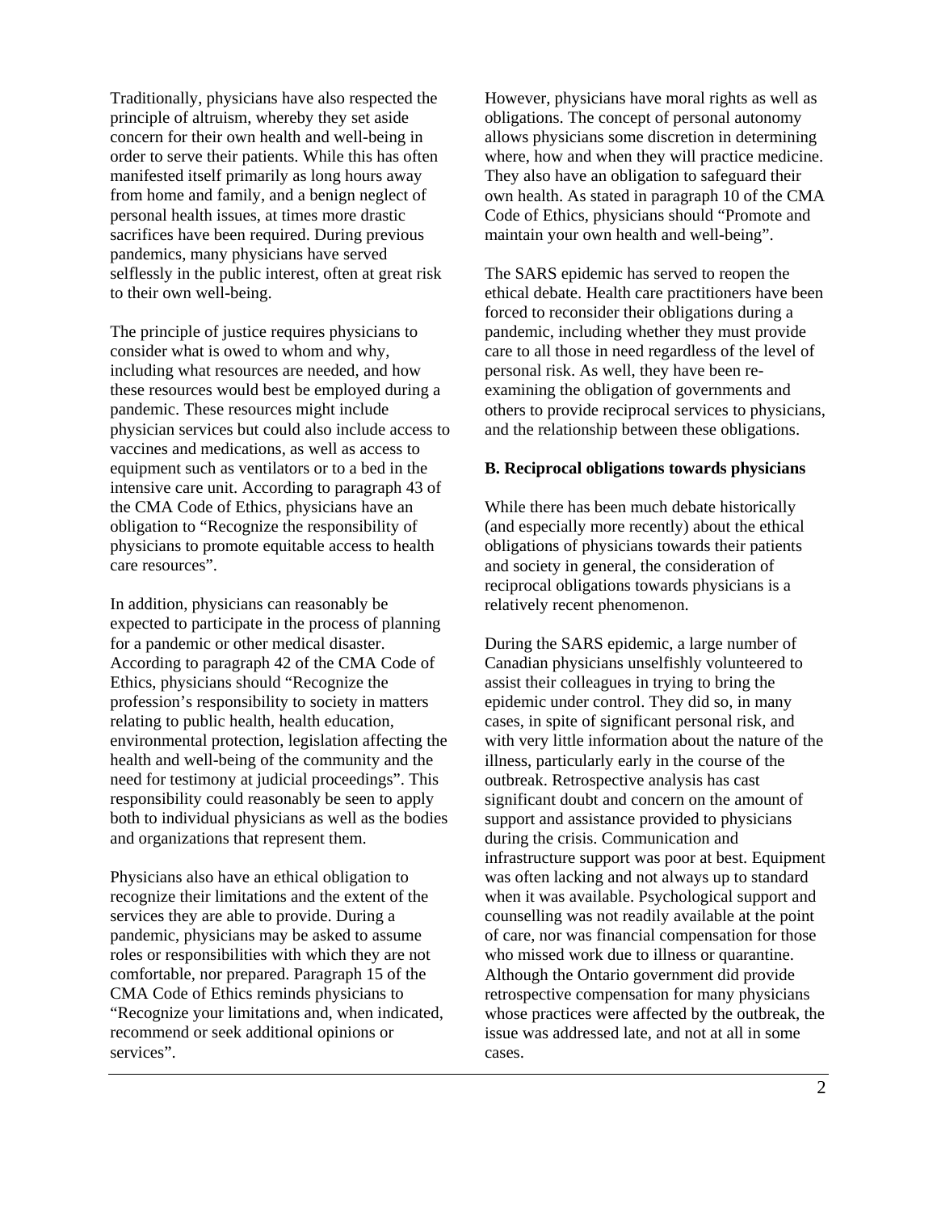Traditionally, physicians have also respected the principle of altruism, whereby they set aside concern for their own health and well-being in order to serve their patients. While this has often manifested itself primarily as long hours away from home and family, and a benign neglect of personal health issues, at times more drastic sacrifices have been required. During previous pandemics, many physicians have served selflessly in the public interest, often at great risk to their own well-being.

The principle of justice requires physicians to consider what is owed to whom and why, including what resources are needed, and how these resources would best be employed during a pandemic. These resources might include physician services but could also include access to vaccines and medications, as well as access to equipment such as ventilators or to a bed in the intensive care unit. According to paragraph 43 of the CMA Code of Ethics, physicians have an obligation to "Recognize the responsibility of physicians to promote equitable access to health care resources".

In addition, physicians can reasonably be expected to participate in the process of planning for a pandemic or other medical disaster. According to paragraph 42 of the CMA Code of Ethics, physicians should "Recognize the profession's responsibility to society in matters relating to public health, health education, environmental protection, legislation affecting the health and well-being of the community and the need for testimony at judicial proceedings". This responsibility could reasonably be seen to apply both to individual physicians as well as the bodies and organizations that represent them.

Physicians also have an ethical obligation to recognize their limitations and the extent of the services they are able to provide. During a pandemic, physicians may be asked to assume roles or responsibilities with which they are not comfortable, nor prepared. Paragraph 15 of the CMA Code of Ethics reminds physicians to "Recognize your limitations and, when indicated, recommend or seek additional opinions or services".

However, physicians have moral rights as well as obligations. The concept of personal autonomy allows physicians some discretion in determining where, how and when they will practice medicine. They also have an obligation to safeguard their own health. As stated in paragraph 10 of the CMA Code of Ethics, physicians should "Promote and maintain your own health and well-being".

The SARS epidemic has served to reopen the ethical debate. Health care practitioners have been forced to reconsider their obligations during a pandemic, including whether they must provide care to all those in need regardless of the level of personal risk. As well, they have been re-examining the obligation of governments and others to provide reciprocal services to physicians, and the relationship between these obligations.

**B. Reciprocal obligations towards physicians**

While there has been much debate historically (and especially more recently) about the ethical obligations of physicians towards their patients and society in general, the consideration of reciprocal obligations towards physicians is a relatively recent phenomenon.

During the SARS epidemic, a large number of Canadian physicians unselfishly volunteered to assist their colleagues in trying to bring the epidemic under control. They did so, in many cases, in spite of significant personal risk, and with very little information about the nature of the illness, particularly early in the course of the outbreak. Retrospective analysis has cast significant doubt and concern on the amount of support and assistance provided to physicians during the crisis. Communication and infrastructure support was poor at best. Equipment was often lacking and not always up to standard when it was available. Psychological support and counselling was not readily available at the point of care, nor was financial compensation for those who missed work due to illness or quarantine. Although the Ontario government did provide retrospective compensation for many physicians whose practices were affected by the outbreak, the issue was addressed late, and not at all in some cases.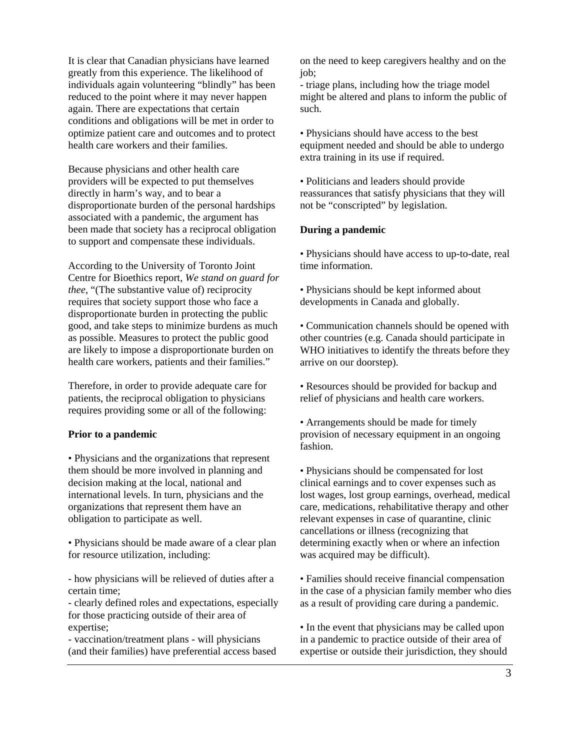It is clear that Canadian physicians have learned greatly from this experience. The likelihood of individuals again volunteering "blindly" has been reduced to the point where it may never happen again. There are expectations that certain conditions and obligations will be met in order to optimize patient care and outcomes and to protect health care workers and their families.

Because physicians and other health care providers will be expected to put themselves directly in harm's way, and to bear a disproportionate burden of the personal hardships associated with a pandemic, the argument has been made that society has a reciprocal obligation to support and compensate these individuals.

According to the University of Toronto Joint Centre for Bioethics report, *We stand on guard for thee*, "(The substantive value of) reciprocity requires that society support those who face a disproportionate burden in protecting the public good, and take steps to minimize burdens as much as possible. Measures to protect the public good are likely to impose a disproportionate burden on health care workers, patients and their families."

Therefore, in order to provide adequate care for patients, the reciprocal obligation to physicians requires providing some or all of the following:

**Prior to a pandemic**

• Physicians and the organizations that represent them should be more involved in planning and decision making at the local, national and international levels. In turn, physicians and the organizations that represent them have an obligation to participate as well.

• Physicians should be made aware of a clear plan for resource utilization, including:

- how physicians will be relieved of duties after a certain time;
- clearly defined roles and expectations, especially for those practicing outside of their area of expertise;
- vaccination/treatment plans - will physicians (and their families) have preferential access based on the need to keep caregivers healthy and on the job;
- triage plans, including how the triage model might be altered and plans to inform the public of such.

• Physicians should have access to the best equipment needed and should be able to undergo extra training in its use if required.

• Politicians and leaders should provide reassurances that satisfy physicians that they will not be "conscripted" by legislation.

**During a pandemic**

• Physicians should have access to up-to-date, real time information.

• Physicians should be kept informed about developments in Canada and globally.

• Communication channels should be opened with other countries (e.g. Canada should participate in WHO initiatives to identify the threats before they arrive on our doorstep).

• Resources should be provided for backup and relief of physicians and health care workers.

• Arrangements should be made for timely provision of necessary equipment in an ongoing fashion.

• Physicians should be compensated for lost clinical earnings and to cover expenses such as lost wages, lost group earnings, overhead, medical care, medications, rehabilitative therapy and other relevant expenses in case of quarantine, clinic cancellations or illness (recognizing that determining exactly when or where an infection was acquired may be difficult).

• Families should receive financial compensation in the case of a physician family member who dies as a result of providing care during a pandemic.

• In the event that physicians may be called upon in a pandemic to practice outside of their area of expertise or outside their jurisdiction, they should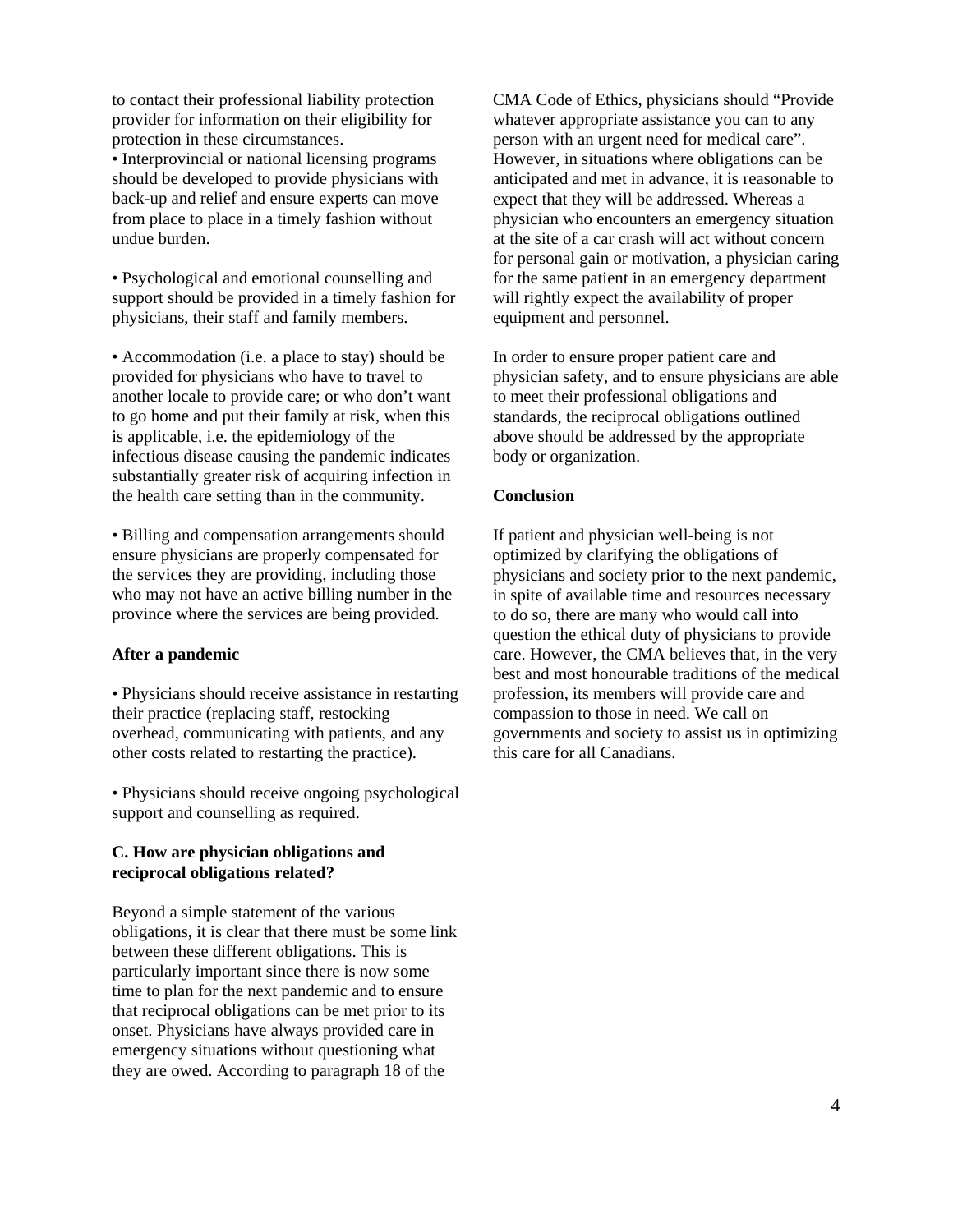to contact their professional liability protection provider for information on their eligibility for protection in these circumstances.

- Interprovincial or national licensing programs should be developed to provide physicians with back-up and relief and ensure experts can move from place to place in a timely fashion without undue burden.

- Psychological and emotional counselling and support should be provided in a timely fashion for physicians, their staff and family members.

- Accommodation (i.e. a place to stay) should be provided for physicians who have to travel to another locale to provide care; or who don't want to go home and put their family at risk, when this is applicable, i.e. the epidemiology of the infectious disease causing the pandemic indicates substantially greater risk of acquiring infection in the health care setting than in the community.

- Billing and compensation arrangements should ensure physicians are properly compensated for the services they are providing, including those who may not have an active billing number in the province where the services are being provided.

**After a pandemic**

- Physicians should receive assistance in restarting their practice (replacing staff, restocking overhead, communicating with patients, and any other costs related to restarting the practice).

- Physicians should receive ongoing psychological support and counselling as required.

**C. How are physician obligations and reciprocal obligations related?**

Beyond a simple statement of the various obligations, it is clear that there must be some link between these different obligations. This is particularly important since there is now some time to plan for the next pandemic and to ensure that reciprocal obligations can be met prior to its onset. Physicians have always provided care in emergency situations without questioning what they are owed. According to paragraph 18 of the CMA Code of Ethics, physicians should "Provide whatever appropriate assistance you can to any person with an urgent need for medical care". However, in situations where obligations can be anticipated and met in advance, it is reasonable to expect that they will be addressed. Whereas a physician who encounters an emergency situation at the site of a car crash will act without concern for personal gain or motivation, a physician caring for the same patient in an emergency department will rightly expect the availability of proper equipment and personnel.

In order to ensure proper patient care and physician safety, and to ensure physicians are able to meet their professional obligations and standards, the reciprocal obligations outlined above should be addressed by the appropriate body or organization.

**Conclusion**

If patient and physician well-being is not optimized by clarifying the obligations of physicians and society prior to the next pandemic, in spite of available time and resources necessary to do so, there are many who would call into question the ethical duty of physicians to provide care. However, the CMA believes that, in the very best and most honourable traditions of the medical profession, its members will provide care and compassion to those in need. We call on governments and society to assist us in optimizing this care for all Canadians.